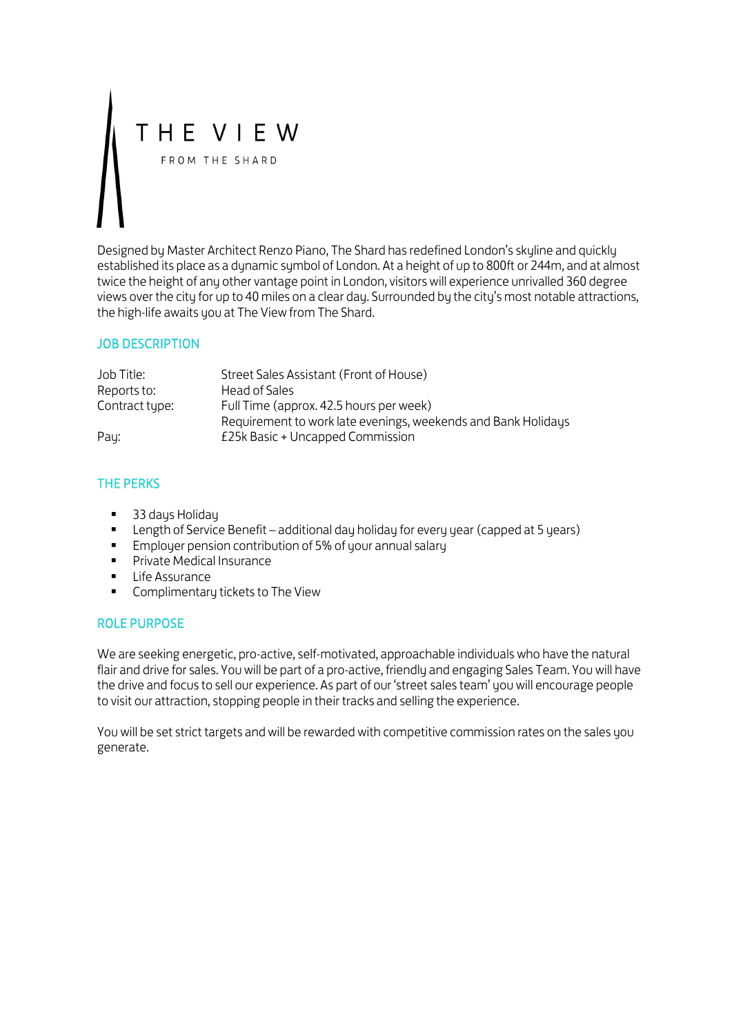# THE VIEW

FROM THE SHARD

Designed by Master Architect Renzo Piano, The Shard has redefined London's skyline and quickly established its place as a dynamic symbol of London. At a height of up to 800ft or 244m, and at almost twice the height of any other vantage point in London, visitors will experience unrivalled 360 degree views over the city for up to 40 miles on a clear day. Surrounded by the city's most notable attractions, the high-life awaits you at The View from The Shard.

## JOB DESCRIPTION

| | |
|---|---|
| Job Title: | Street Sales Assistant (Front of House) |
| Reports to: | Head of Sales |
| Contract type: | Full Time (approx. 42.5 hours per week)<br>Requirement to work late evenings, weekends and Bank Holidays |
| Pay: | £25k Basic + Uncapped Commission |

## THE PERKS

- 33 days Holiday
- Length of Service Benefit – additional day holiday for every year (capped at 5 years)
- Employer pension contribution of 5% of your annual salary
- Private Medical Insurance
- Life Assurance
- Complimentary tickets to The View

## ROLE PURPOSE

We are seeking energetic, pro-active, self-motivated, approachable individuals who have the natural flair and drive for sales. You will be part of a pro-active, friendly and engaging Sales Team. You will have the drive and focus to sell our experience. As part of our 'street sales team' you will encourage people to visit our attraction, stopping people in their tracks and selling the experience.

You will be set strict targets and will be rewarded with competitive commission rates on the sales you generate.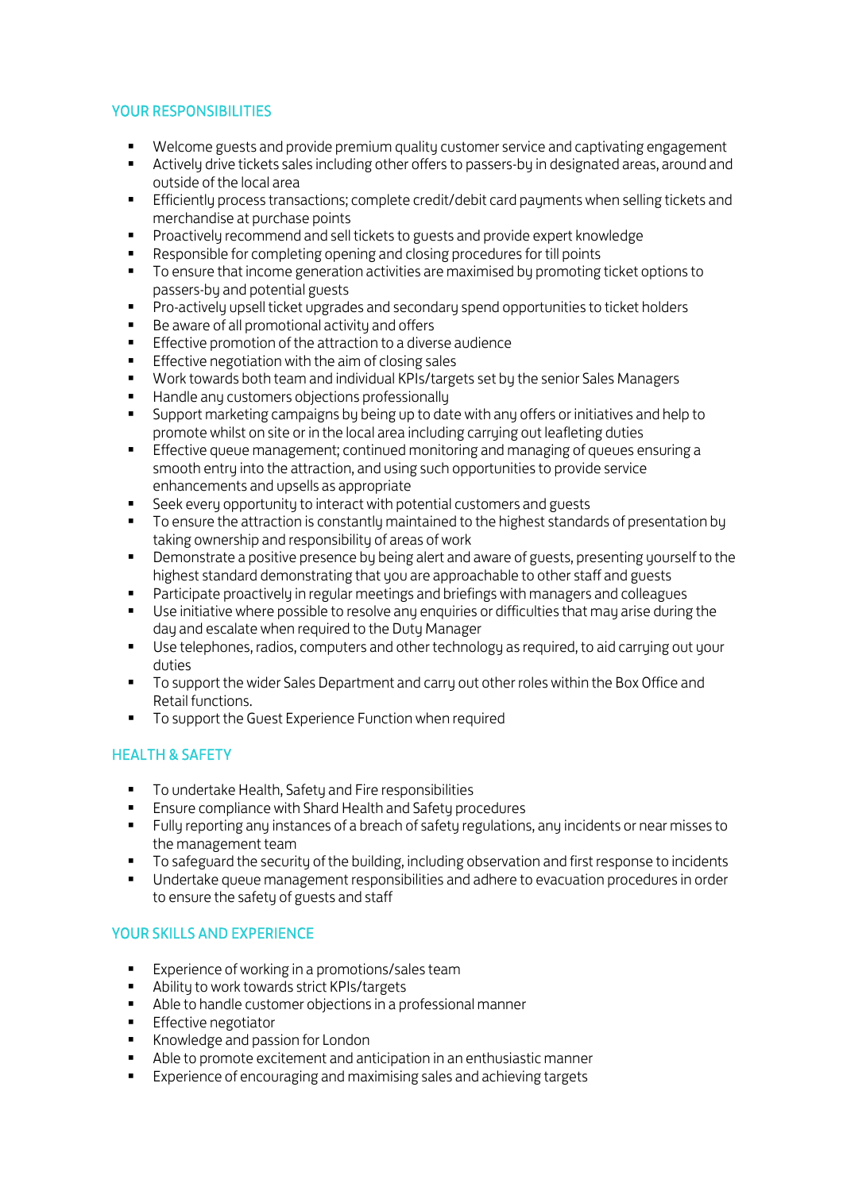## YOUR RESPONSIBILITIES

- Welcome guests and provide premium quality customer service and captivating engagement
- Actively drive tickets sales including other offers to passers-by in designated areas, around and outside of the local area
- Efficiently process transactions; complete credit/debit card payments when selling tickets and merchandise at purchase points
- Proactively recommend and sell tickets to guests and provide expert knowledge
- Responsible for completing opening and closing procedures for till points
- To ensure that income generation activities are maximised by promoting ticket options to passers-by and potential guests
- Pro-actively upsell ticket upgrades and secondary spend opportunities to ticket holders
- Be aware of all promotional activity and offers
- Effective promotion of the attraction to a diverse audience
- Effective negotiation with the aim of closing sales
- Work towards both team and individual KPIs/targets set by the senior Sales Managers
- Handle any customers objections professionally
- Support marketing campaigns by being up to date with any offers or initiatives and help to promote whilst on site or in the local area including carrying out leafleting duties
- Effective queue management; continued monitoring and managing of queues ensuring a smooth entry into the attraction, and using such opportunities to provide service enhancements and upsells as appropriate
- Seek every opportunity to interact with potential customers and guests
- To ensure the attraction is constantly maintained to the highest standards of presentation by taking ownership and responsibility of areas of work
- Demonstrate a positive presence by being alert and aware of guests, presenting yourself to the highest standard demonstrating that you are approachable to other staff and guests
- Participate proactively in regular meetings and briefings with managers and colleagues
- Use initiative where possible to resolve any enquiries or difficulties that may arise during the day and escalate when required to the Duty Manager
- Use telephones, radios, computers and other technology as required, to aid carrying out your duties
- To support the wider Sales Department and carry out other roles within the Box Office and Retail functions.
- To support the Guest Experience Function when required

## HEALTH & SAFETY

- To undertake Health, Safety and Fire responsibilities
- Ensure compliance with Shard Health and Safety procedures
- Fully reporting any instances of a breach of safety regulations, any incidents or near misses to the management team
- To safeguard the security of the building, including observation and first response to incidents
- Undertake queue management responsibilities and adhere to evacuation procedures in order to ensure the safety of guests and staff

## YOUR SKILLS AND EXPERIENCE

- Experience of working in a promotions/sales team
- Ability to work towards strict KPIs/targets
- Able to handle customer objections in a professional manner
- Effective negotiator
- Knowledge and passion for London
- Able to promote excitement and anticipation in an enthusiastic manner
- Experience of encouraging and maximising sales and achieving targets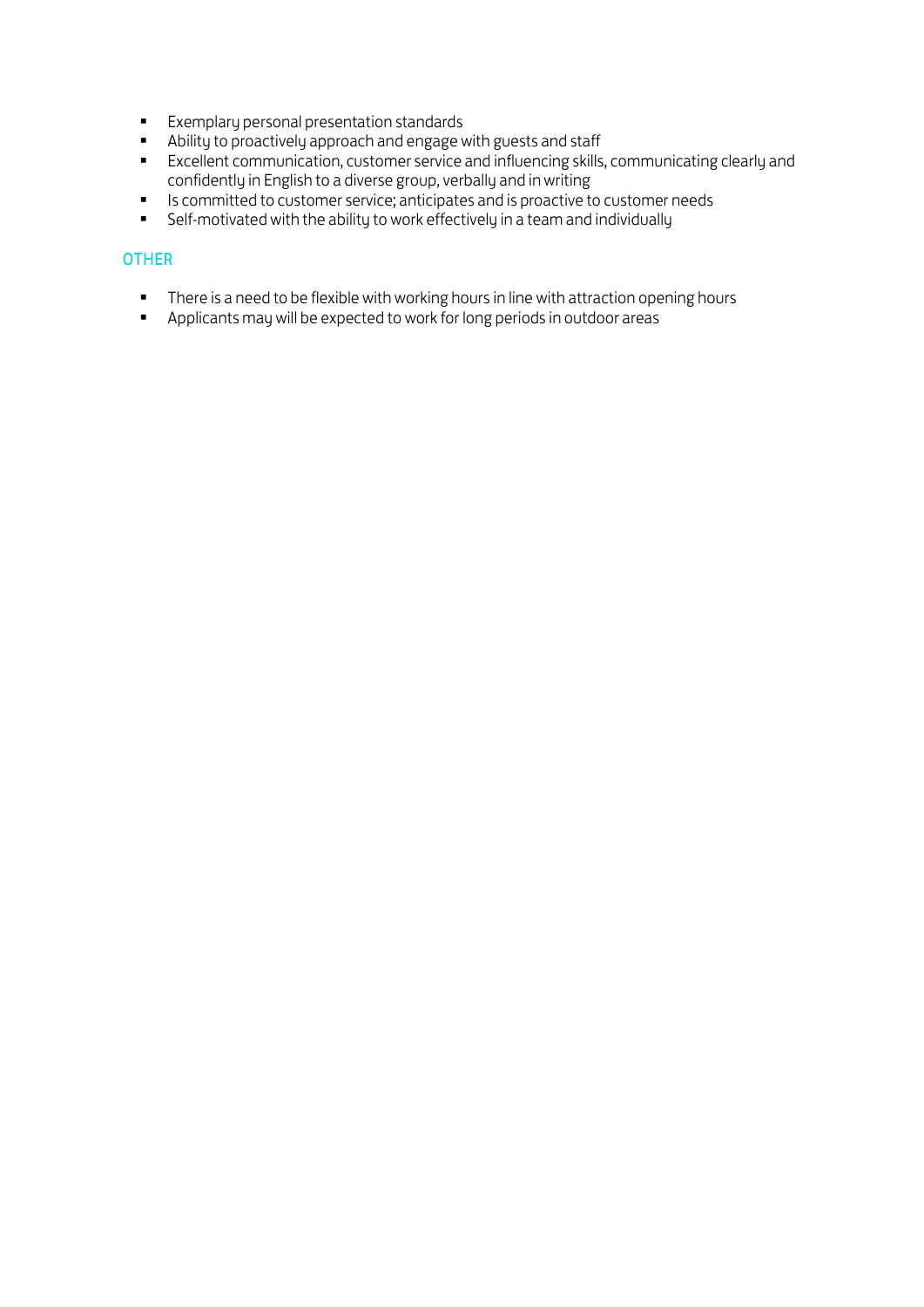- Exemplary personal presentation standards
- Ability to proactively approach and engage with guests and staff
- Excellent communication, customer service and influencing skills, communicating clearly and confidently in English to a diverse group, verbally and in writing
- Is committed to customer service; anticipates and is proactive to customer needs
- Self-motivated with the ability to work effectively in a team and individually

## OTHER

- There is a need to be flexible with working hours in line with attraction opening hours
- Applicants may will be expected to work for long periods in outdoor areas